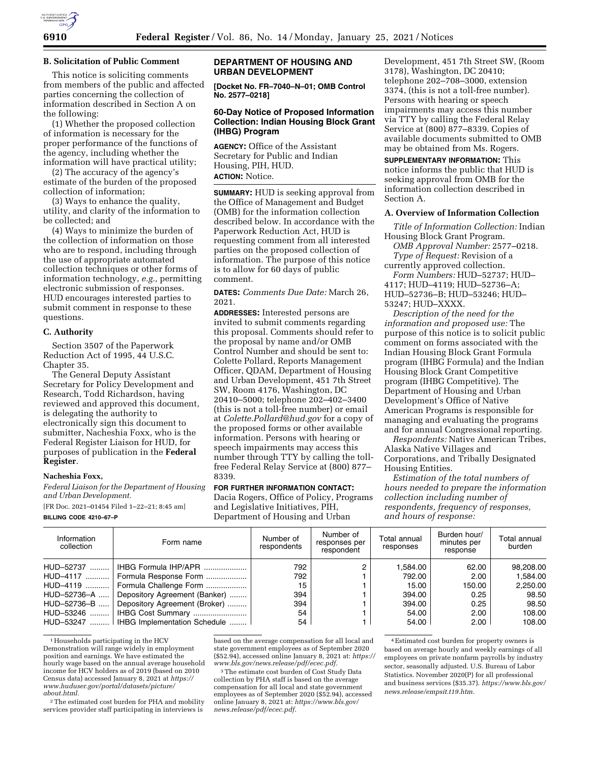**B. Solicitation of Public Comment**

This notice is soliciting comments from members of the public and affected parties concerning the collection of information described in Section A on the following:

(1) Whether the proposed collection of information is necessary for the proper performance of the functions of the agency, including whether the information will have practical utility;

(2) The accuracy of the agency's estimate of the burden of the proposed collection of information;

(3) Ways to enhance the quality, utility, and clarity of the information to be collected; and

(4) Ways to minimize the burden of the collection of information on those who are to respond, including through the use of appropriate automated collection techniques or other forms of information technology, *e.g.,* permitting electronic submission of responses. HUD encourages interested parties to submit comment in response to these questions.

**C. Authority**

Section 3507 of the Paperwork Reduction Act of 1995, 44 U.S.C. Chapter 35.

The General Deputy Assistant Secretary for Policy Development and Research, Todd Richardson, having reviewed and approved this document, is delegating the authority to electronically sign this document to submitter, Nacheshia Foxx, who is the Federal Register Liaison for HUD, for purposes of publication in the **Federal Register**.

**Nacheshia Foxx,**

*Federal Liaison for the Department of Housing and Urban Development.*

[FR Doc. 2021–01454 Filed 1–22–21; 8:45 am]

**BILLING CODE 4210–67–P**

**DEPARTMENT OF HOUSING AND URBAN DEVELOPMENT**

**[Docket No. FR–7040–N–01; OMB Control No. 2577–0218]**

**60-Day Notice of Proposed Information Collection: Indian Housing Block Grant (IHBG) Program**

**AGENCY:** Office of the Assistant Secretary for Public and Indian Housing, PIH, HUD.

**ACTION:** Notice.

**SUMMARY:** HUD is seeking approval from the Office of Management and Budget (OMB) for the information collection described below. In accordance with the Paperwork Reduction Act, HUD is requesting comment from all interested parties on the proposed collection of information. The purpose of this notice is to allow for 60 days of public comment.

**DATES:** *Comments Due Date:* March 26, 2021.

**ADDRESSES:** Interested persons are invited to submit comments regarding this proposal. Comments should refer to the proposal by name and/or OMB Control Number and should be sent to: Colette Pollard, Reports Management Officer, QDAM, Department of Housing and Urban Development, 451 7th Street SW, Room 4176, Washington, DC 20410–5000; telephone 202–402–3400 (this is not a toll-free number) or email at *Colette.Pollard@hud.gov* for a copy of the proposed forms or other available information. Persons with hearing or speech impairments may access this number through TTY by calling the toll-free Federal Relay Service at (800) 877–8339.

**FOR FURTHER INFORMATION CONTACT:** Dacia Rogers, Office of Policy, Programs and Legislative Initiatives, PIH, Department of Housing and Urban Development, 451 7th Street SW, (Room 3178), Washington, DC 20410; telephone 202–708–3000, extension 3374, (this is not a toll-free number). Persons with hearing or speech impairments may access this number via TTY by calling the Federal Relay Service at (800) 877–8339. Copies of available documents submitted to OMB may be obtained from Ms. Rogers.

**SUPPLEMENTARY INFORMATION:** This notice informs the public that HUD is seeking approval from OMB for the information collection described in Section A.

**A. Overview of Information Collection**

*Title of Information Collection:* Indian Housing Block Grant Program.

*OMB Approval Number:* 2577–0218.

*Type of Request:* Revision of a currently approved collection.

*Form Numbers:* HUD–52737; HUD–4117; HUD–4119; HUD–52736–A; HUD–52736–B; HUD–53246; HUD–53247; HUD–XXXX.

*Description of the need for the information and proposed use:* The purpose of this notice is to solicit public comment on forms associated with the Indian Housing Block Grant Formula program (IHBG Formula) and the Indian Housing Block Grant Competitive program (IHBG Competitive). The Department of Housing and Urban Development's Office of Native American Programs is responsible for managing and evaluating the programs and for annual Congressional reporting.

*Respondents:* Native American Tribes, Alaska Native Villages and Corporations, and Tribally Designated Housing Entities.

*Estimation of the total numbers of hours needed to prepare the information collection including number of respondents, frequency of responses, and hours of response:*

| Information collection | Form name | Number of respondents | Number of responses per respondent | Total annual responses | Burden hour/ minutes per response | Total annual burden |
|---|---|---|---|---|---|---|
| HUD–52737 | IHBG Formula IHP/APR | 792 | 2 | 1,584.00 | 62.00 | 98,208.00 |
| HUD–4117 | Formula Response Form | 792 | 1 | 792.00 | 2.00 | 1,584.00 |
| HUD–4119 | Formula Challenge Form | 15 | 1 | 15.00 | 150.00 | 2,250.00 |
| HUD–52736–A | Depository Agreement (Banker) | 394 | 1 | 394.00 | 0.25 | 98.50 |
| HUD–52736–B | Depository Agreement (Broker) | 394 | 1 | 394.00 | 0.25 | 98.50 |
| HUD–53246 | IHBG Cost Summary | 54 | 1 | 54.00 | 2.00 | 108.00 |
| HUD–53247 | IHBG Implementation Schedule | 54 | 1 | 54.00 | 2.00 | 108.00 |

[1] Households participating in the HCV Demonstration will range widely in employment position and earnings. We have estimated the hourly wage based on the annual average household income for HCV holders as of 2019 (based on 2010 Census data) accessed January 8, 2021 at *https://www.huduser.gov/portal/datasets/picture/about.html.*

[2] The estimated cost burden for PHA and mobility services provider staff participating in interviews is based on the average compensation for all local and state government employees as of September 2020 ($52.94), accessed online January 8, 2021 at: *https://www.bls.gov/news.release/pdf/ecec.pdf.*

[3] The estimate cost burden of Cost Study Data collection by PHA staff is based on the average compensation for all local and state government employees as of September 2020 ($52.94), accessed online January 8, 2021 at: *https://www.bls.gov/news.release/pdf/ecec.pdf.*

[4] Estimated cost burden for property owners is based on average hourly and weekly earnings of all employees on private nonfarm payrolls by industry sector, seasonally adjusted. U.S. Bureau of Labor Statistics. November 2020(P) for all professional and business services ($35.37). *https://www.bls.gov/news.release/empsit.t19.htm.*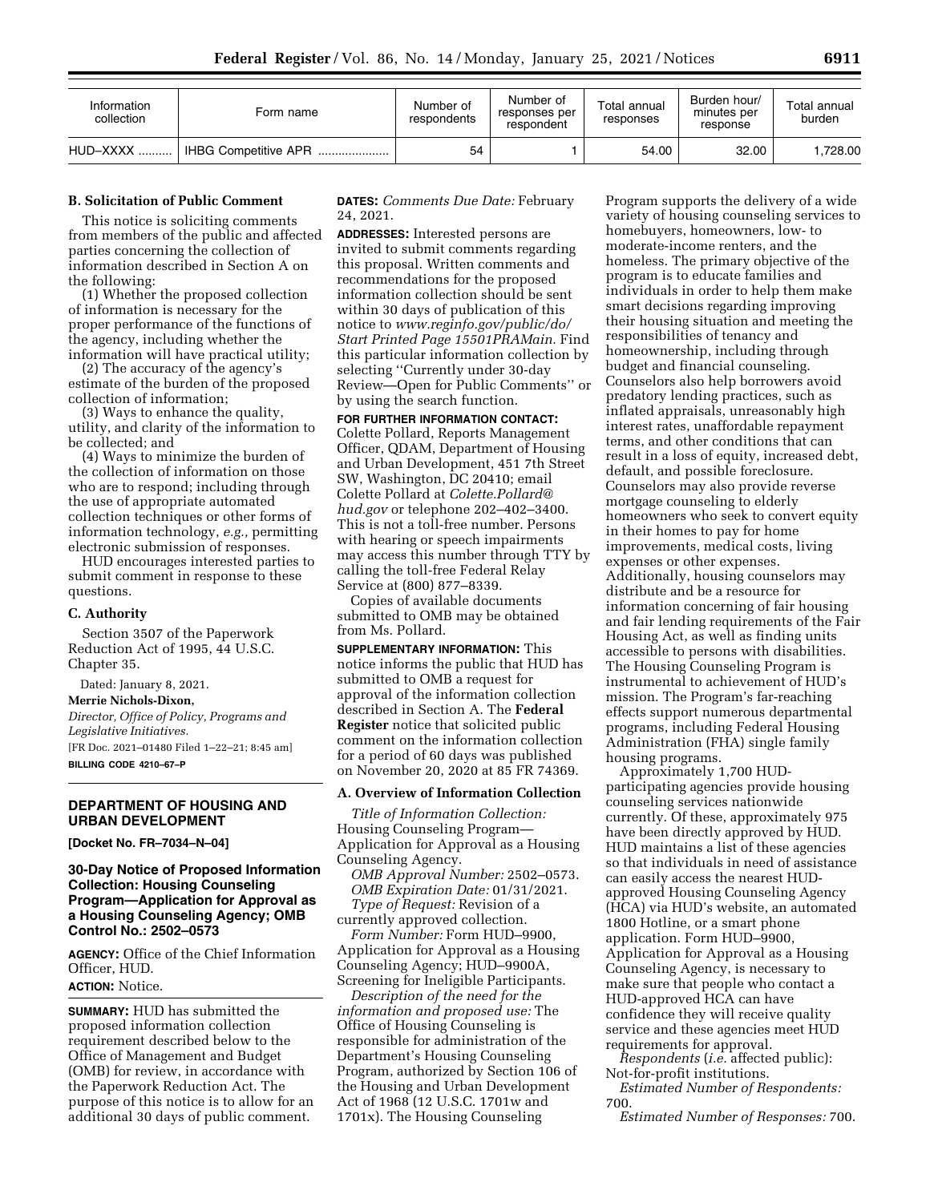| Information collection | Form name | Number of respondents | Number of responses per respondent | Total annual responses | Burden hour/minutes per response | Total annual burden |
|---|---|---|---|---|---|---|
| HUD–XXXX .......... | IHBG Competitive APR .................... | 54 | 1 | 54.00 | 32.00 | 1,728.00 |

**B. Solicitation of Public Comment**

This notice is soliciting comments from members of the public and affected parties concerning the collection of information described in Section A on the following:

(1) Whether the proposed collection of information is necessary for the proper performance of the functions of the agency, including whether the information will have practical utility;

(2) The accuracy of the agency's estimate of the burden of the proposed collection of information;

(3) Ways to enhance the quality, utility, and clarity of the information to be collected; and

(4) Ways to minimize the burden of the collection of information on those who are to respond; including through the use of appropriate automated collection techniques or other forms of information technology, *e.g.,* permitting electronic submission of responses.

HUD encourages interested parties to submit comment in response to these questions.

**C. Authority**

Section 3507 of the Paperwork Reduction Act of 1995, 44 U.S.C. Chapter 35.

Dated: January 8, 2021.

**Merrie Nichols-Dixon,**

*Director, Office of Policy, Programs and Legislative Initiatives.*

[FR Doc. 2021–01480 Filed 1–22–21; 8:45 am]

**BILLING CODE 4210–67–P**

## DEPARTMENT OF HOUSING AND URBAN DEVELOPMENT

**[Docket No. FR–7034–N–04]**

## 30-Day Notice of Proposed Information Collection: Housing Counseling Program—Application for Approval as a Housing Counseling Agency; OMB Control No.: 2502–0573

**AGENCY:** Office of the Chief Information Officer, HUD.

**ACTION:** Notice.

**SUMMARY:** HUD has submitted the proposed information collection requirement described below to the Office of Management and Budget (OMB) for review, in accordance with the Paperwork Reduction Act. The purpose of this notice is to allow for an additional 30 days of public comment.

**DATES:** *Comments Due Date:* February 24, 2021.

**ADDRESSES:** Interested persons are invited to submit comments regarding this proposal. Written comments and recommendations for the proposed information collection should be sent within 30 days of publication of this notice to *www.reginfo.gov/public/do/Start Printed Page 15501PRAMain.* Find this particular information collection by selecting ''Currently under 30-day Review—Open for Public Comments'' or by using the search function.

**FOR FURTHER INFORMATION CONTACT:** Colette Pollard, Reports Management Officer, QDAM, Department of Housing and Urban Development, 451 7th Street SW, Washington, DC 20410; email Colette Pollard at *Colette.Pollard@hud.gov* or telephone 202–402–3400. This is not a toll-free number. Persons with hearing or speech impairments may access this number through TTY by calling the toll-free Federal Relay Service at (800) 877–8339.

Copies of available documents submitted to OMB may be obtained from Ms. Pollard.

**SUPPLEMENTARY INFORMATION:** This notice informs the public that HUD has submitted to OMB a request for approval of the information collection described in Section A. The **Federal Register** notice that solicited public comment on the information collection for a period of 60 days was published on November 20, 2020 at 85 FR 74369.

**A. Overview of Information Collection**

*Title of Information Collection:* Housing Counseling Program—Application for Approval as a Housing Counseling Agency.

*OMB Approval Number:* 2502–0573.

*OMB Expiration Date:* 01/31/2021.

*Type of Request:* Revision of a currently approved collection.

*Form Number:* Form HUD–9900, Application for Approval as a Housing Counseling Agency; HUD–9900A, Screening for Ineligible Participants.

*Description of the need for the information and proposed use:* The Office of Housing Counseling is responsible for administration of the Department's Housing Counseling Program, authorized by Section 106 of the Housing and Urban Development Act of 1968 (12 U.S.C. 1701w and 1701x). The Housing Counseling Program supports the delivery of a wide variety of housing counseling services to homebuyers, homeowners, low- to moderate-income renters, and the homeless. The primary objective of the program is to educate families and individuals in order to help them make smart decisions regarding improving their housing situation and meeting the responsibilities of tenancy and homeownership, including through budget and financial counseling. Counselors also help borrowers avoid predatory lending practices, such as inflated appraisals, unreasonably high interest rates, unaffordable repayment terms, and other conditions that can result in a loss of equity, increased debt, default, and possible foreclosure. Counselors may also provide reverse mortgage counseling to elderly homeowners who seek to convert equity in their homes to pay for home improvements, medical costs, living expenses or other expenses. Additionally, housing counselors may distribute and be a resource for information concerning of fair housing and fair lending requirements of the Fair Housing Act, as well as finding units accessible to persons with disabilities. The Housing Counseling Program is instrumental to achievement of HUD's mission. The Program's far-reaching effects support numerous departmental programs, including Federal Housing Administration (FHA) single family housing programs.

Approximately 1,700 HUD-participating agencies provide housing counseling services nationwide currently. Of these, approximately 975 have been directly approved by HUD. HUD maintains a list of these agencies so that individuals in need of assistance can easily access the nearest HUD-approved Housing Counseling Agency (HCA) via HUD's website, an automated 1800 Hotline, or a smart phone application. Form HUD–9900, Application for Approval as a Housing Counseling Agency, is necessary to make sure that people who contact a HUD-approved HCA can have confidence they will receive quality service and these agencies meet HUD requirements for approval.

*Respondents* (*i.e.* affected public): Not-for-profit institutions.

*Estimated Number of Respondents:* 700.

*Estimated Number of Responses:* 700.